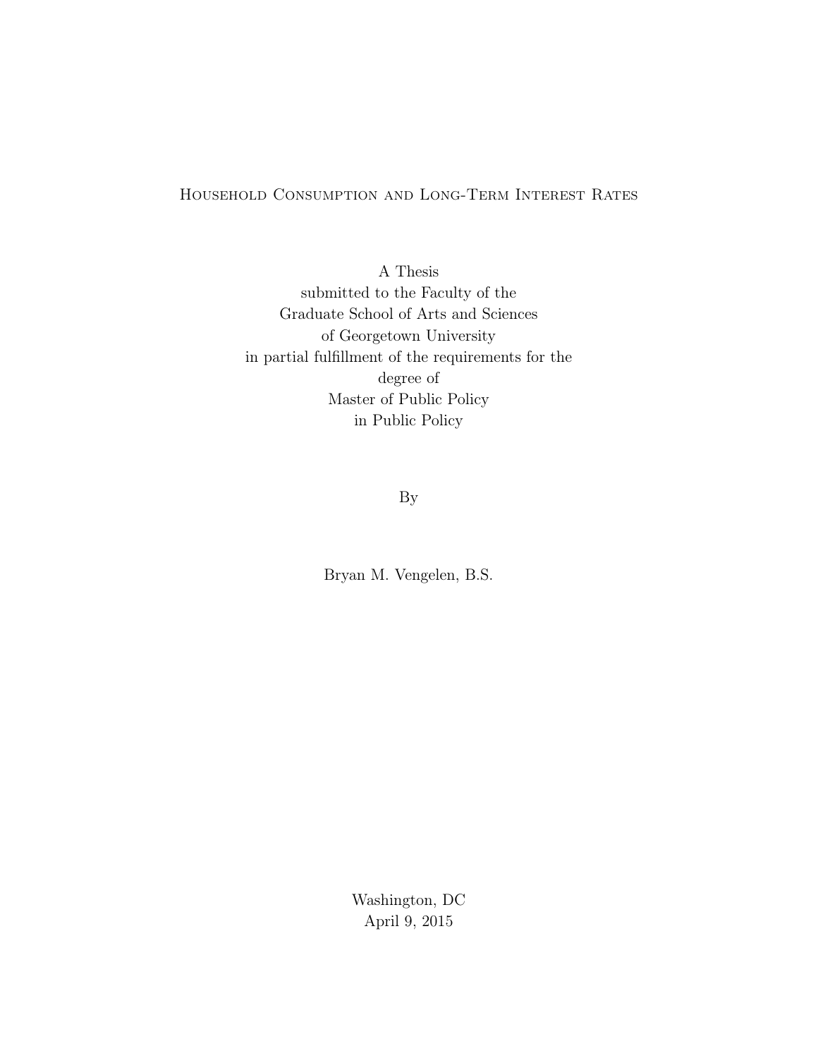# Household Consumption and Long-Term Interest Rates

A Thesis
submitted to the Faculty of the
Graduate School of Arts and Sciences
of Georgetown University
in partial fulfillment of the requirements for the
degree of
Master of Public Policy
in Public Policy

By

Bryan M. Vengelen, B.S.

Washington, DC
April 9, 2015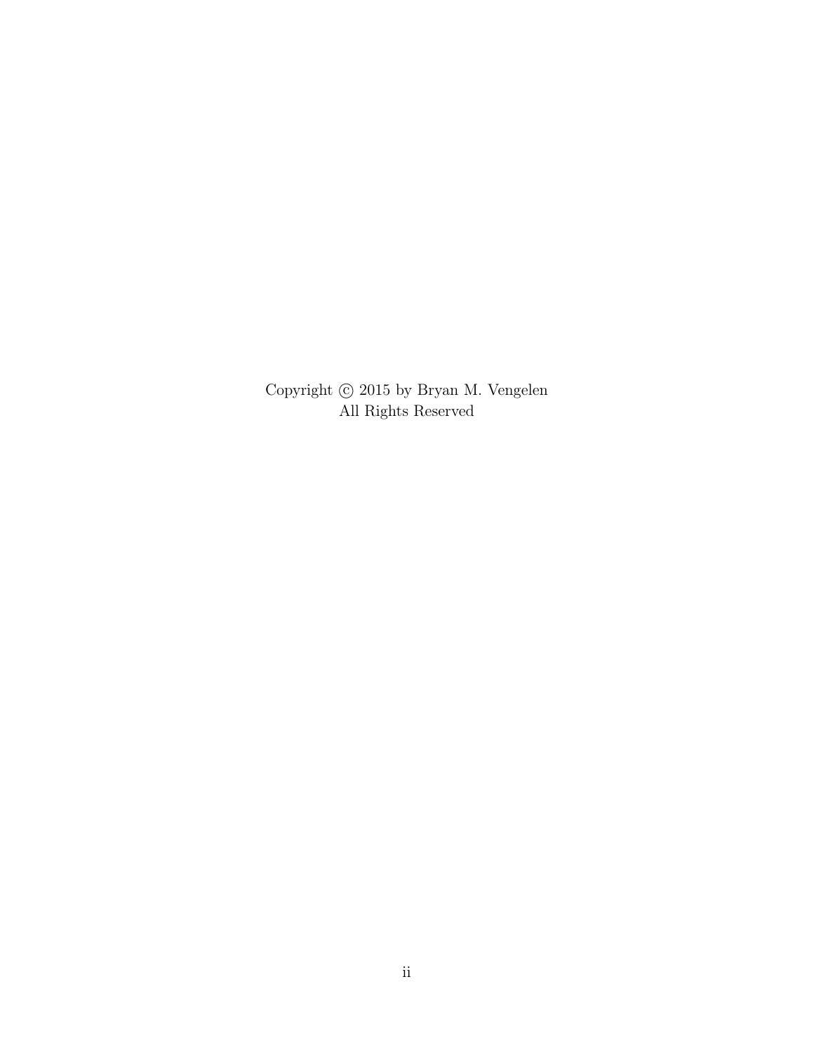Copyright © 2015 by Bryan M. Vengelen
All Rights Reserved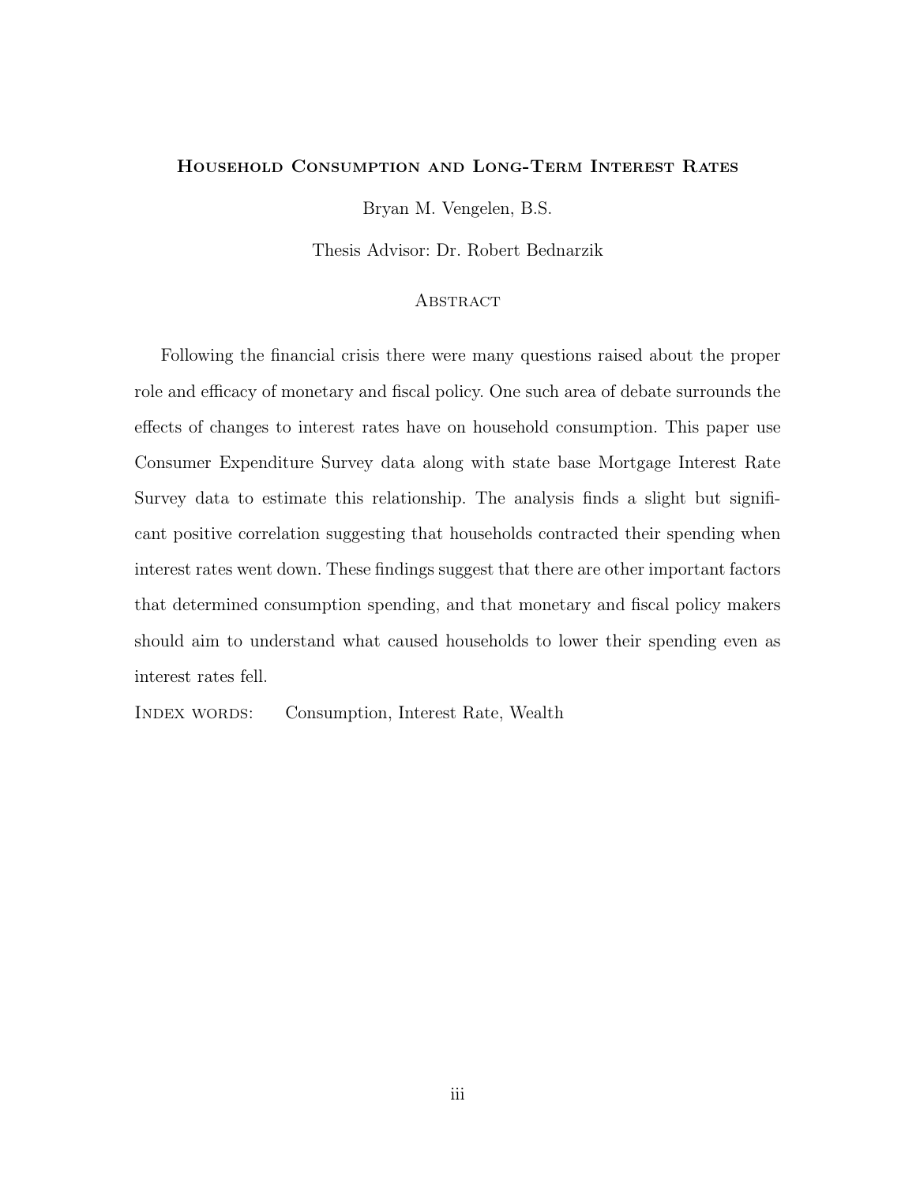# Household Consumption and Long-Term Interest Rates

Bryan M. Vengelen, B.S.

Thesis Advisor: Dr. Robert Bednarzik

## Abstract

Following the financial crisis there were many questions raised about the proper role and efficacy of monetary and fiscal policy. One such area of debate surrounds the effects of changes to interest rates have on household consumption. This paper use Consumer Expenditure Survey data along with state base Mortgage Interest Rate Survey data to estimate this relationship. The analysis finds a slight but significant positive correlation suggesting that households contracted their spending when interest rates went down. These findings suggest that there are other important factors that determined consumption spending, and that monetary and fiscal policy makers should aim to understand what caused households to lower their spending even as interest rates fell.

Index words: Consumption, Interest Rate, Wealth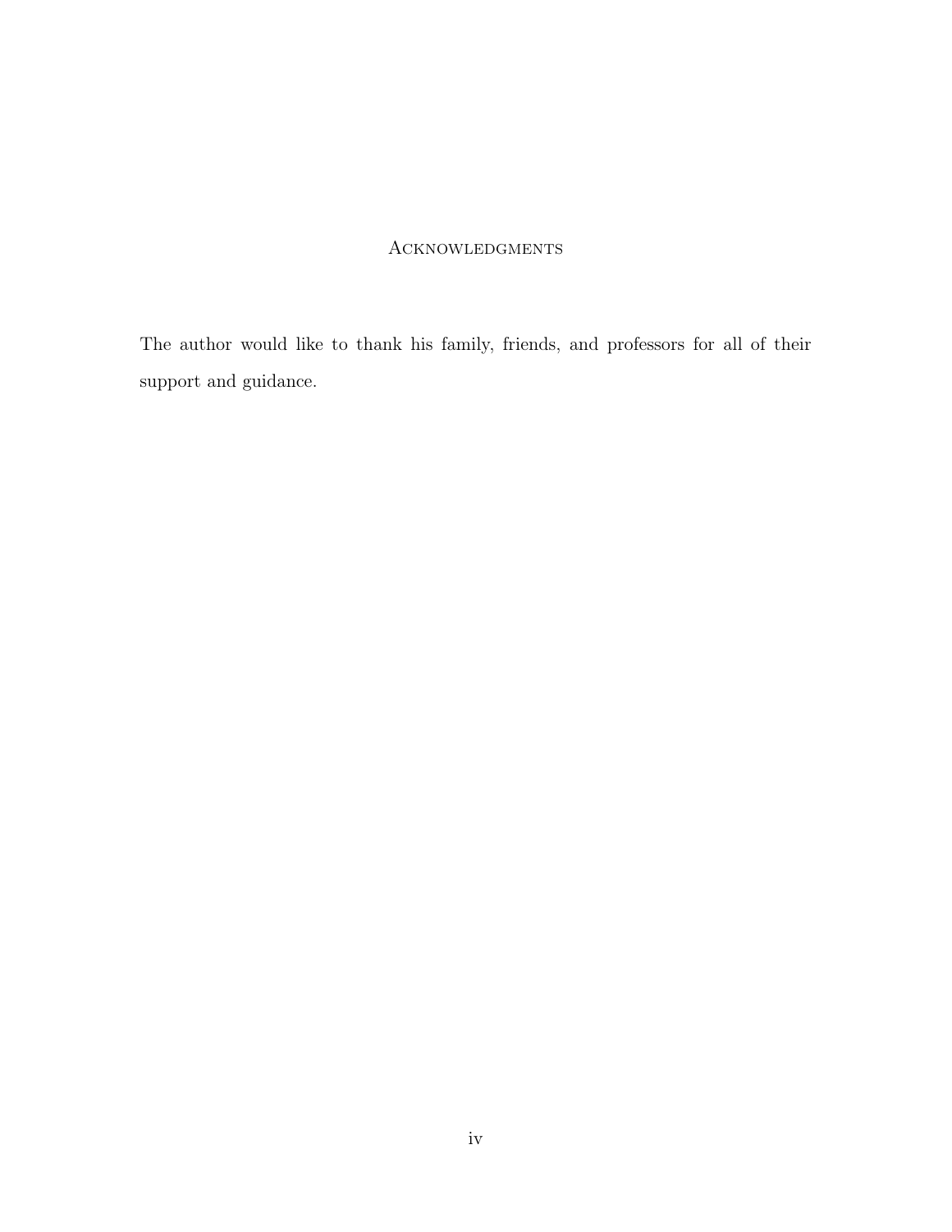# Acknowledgments

The author would like to thank his family, friends, and professors for all of their support and guidance.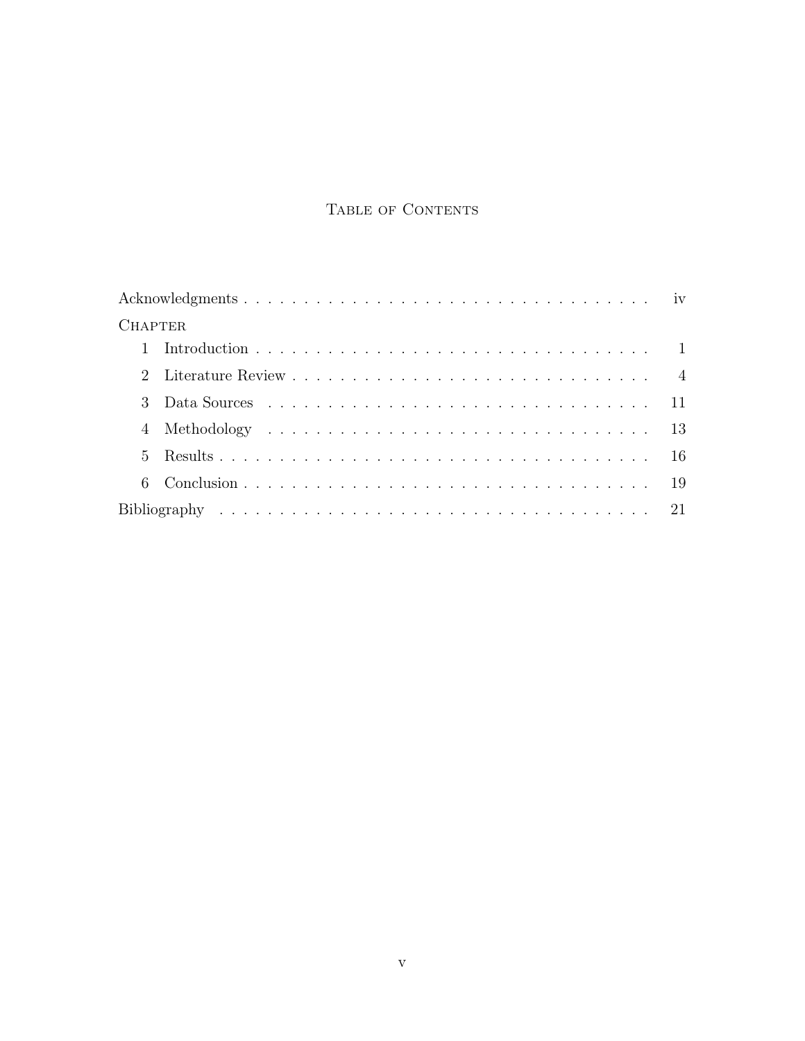# Table of Contents

| | | |
|---|---|---|
| Acknowledgments | | iv |
| Chapter | | |
| 1 | Introduction | 1 |
| 2 | Literature Review | 4 |
| 3 | Data Sources | 11 |
| 4 | Methodology | 13 |
| 5 | Results | 16 |
| 6 | Conclusion | 19 |
| Bibliography | | 21 |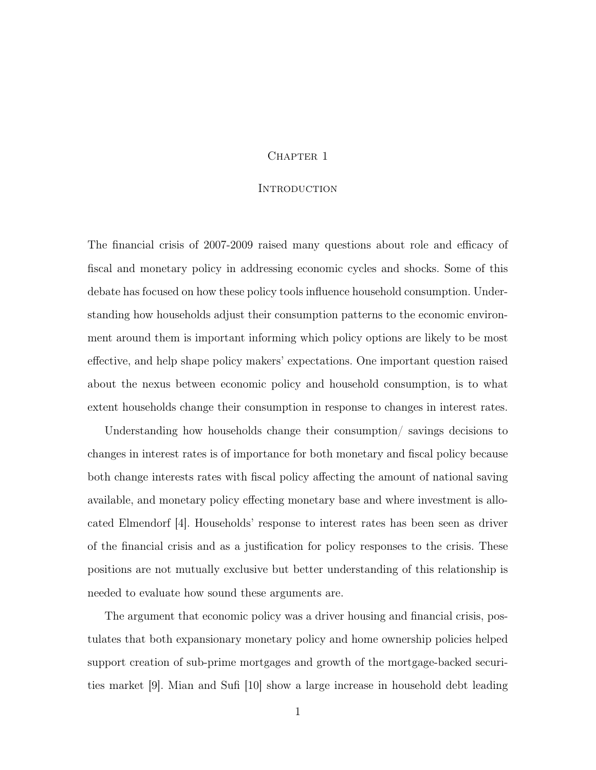# Chapter 1

## Introduction

The financial crisis of 2007-2009 raised many questions about role and efficacy of fiscal and monetary policy in addressing economic cycles and shocks. Some of this debate has focused on how these policy tools influence household consumption. Understanding how households adjust their consumption patterns to the economic environment around them is important informing which policy options are likely to be most effective, and help shape policy makers' expectations. One important question raised about the nexus between economic policy and household consumption, is to what extent households change their consumption in response to changes in interest rates.

Understanding how households change their consumption/ savings decisions to changes in interest rates is of importance for both monetary and fiscal policy because both change interests rates with fiscal policy affecting the amount of national saving available, and monetary policy effecting monetary base and where investment is allocated Elmendorf [4]. Households' response to interest rates has been seen as driver of the financial crisis and as a justification for policy responses to the crisis. These positions are not mutually exclusive but better understanding of this relationship is needed to evaluate how sound these arguments are.

The argument that economic policy was a driver housing and financial crisis, postulates that both expansionary monetary policy and home ownership policies helped support creation of sub-prime mortgages and growth of the mortgage-backed securities market [9]. Mian and Sufi [10] show a large increase in household debt leading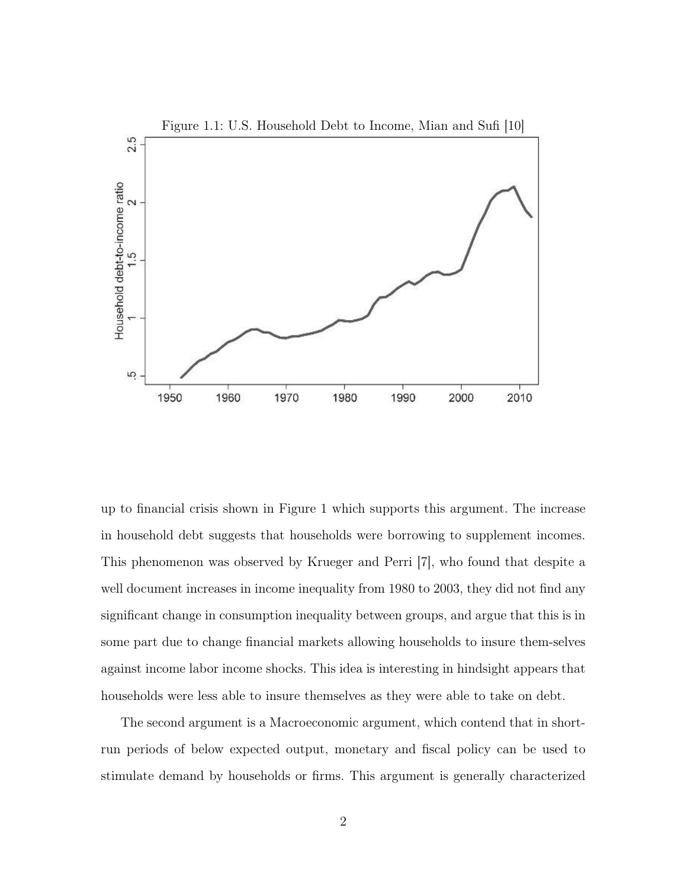Figure 1.1: U.S. Household Debt to Income, Mian and Sufi [10]

up to financial crisis shown in Figure 1 which supports this argument. The increase in household debt suggests that households were borrowing to supplement incomes. This phenomenon was observed by Krueger and Perri [7], who found that despite a well document increases in income inequality from 1980 to 2003, they did not find any significant change in consumption inequality between groups, and argue that this is in some part due to change financial markets allowing households to insure them-selves against income labor income shocks. This idea is interesting in hindsight appears that households were less able to insure themselves as they were able to take on debt.

The second argument is a Macroeconomic argument, which contend that in short-run periods of below expected output, monetary and fiscal policy can be used to stimulate demand by households or firms. This argument is generally characterized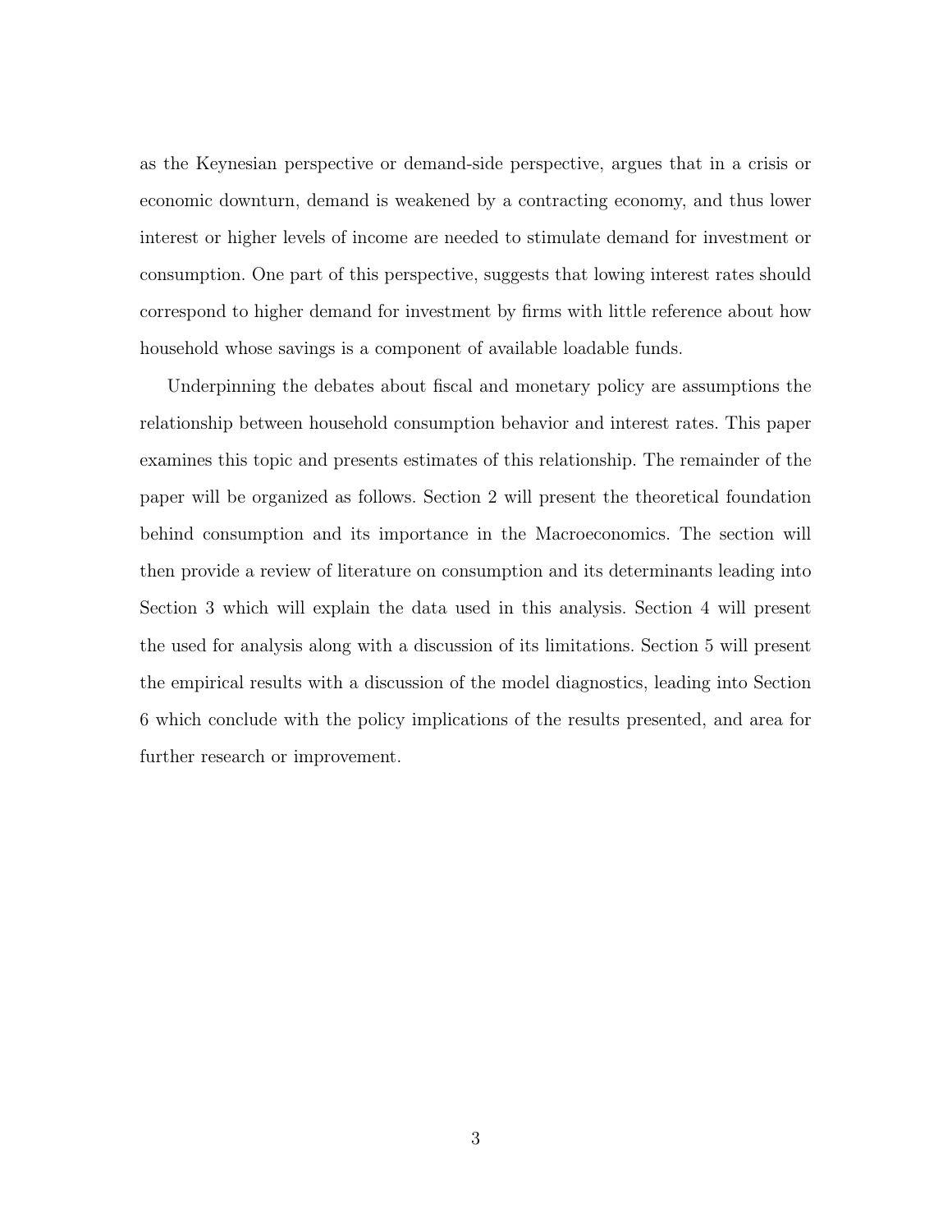as the Keynesian perspective or demand-side perspective, argues that in a crisis or economic downturn, demand is weakened by a contracting economy, and thus lower interest or higher levels of income are needed to stimulate demand for investment or consumption. One part of this perspective, suggests that lowing interest rates should correspond to higher demand for investment by firms with little reference about how household whose savings is a component of available loadable funds.

Underpinning the debates about fiscal and monetary policy are assumptions the relationship between household consumption behavior and interest rates. This paper examines this topic and presents estimates of this relationship. The remainder of the paper will be organized as follows. Section 2 will present the theoretical foundation behind consumption and its importance in the Macroeconomics. The section will then provide a review of literature on consumption and its determinants leading into Section 3 which will explain the data used in this analysis. Section 4 will present the used for analysis along with a discussion of its limitations. Section 5 will present the empirical results with a discussion of the model diagnostics, leading into Section 6 which conclude with the policy implications of the results presented, and area for further research or improvement.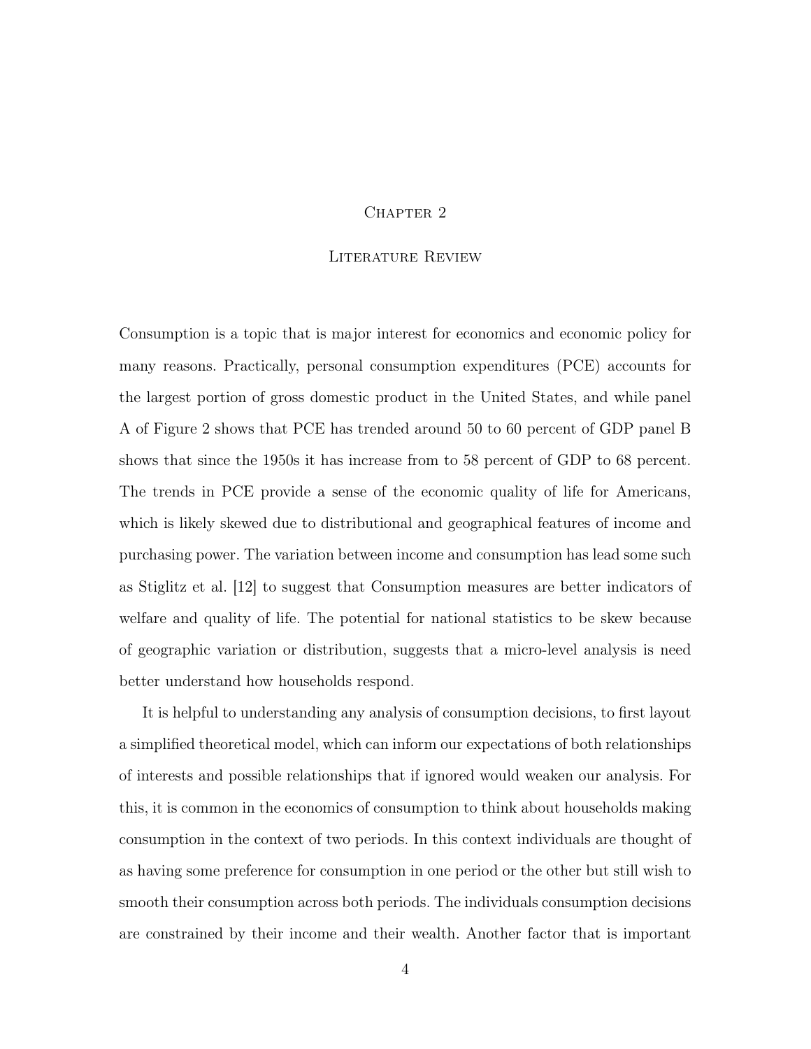# Chapter 2

## Literature Review

Consumption is a topic that is major interest for economics and economic policy for many reasons. Practically, personal consumption expenditures (PCE) accounts for the largest portion of gross domestic product in the United States, and while panel A of Figure 2 shows that PCE has trended around 50 to 60 percent of GDP panel B shows that since the 1950s it has increase from to 58 percent of GDP to 68 percent. The trends in PCE provide a sense of the economic quality of life for Americans, which is likely skewed due to distributional and geographical features of income and purchasing power. The variation between income and consumption has lead some such as Stiglitz et al. [12] to suggest that Consumption measures are better indicators of welfare and quality of life. The potential for national statistics to be skew because of geographic variation or distribution, suggests that a micro-level analysis is need better understand how households respond.

It is helpful to understanding any analysis of consumption decisions, to first layout a simplified theoretical model, which can inform our expectations of both relationships of interests and possible relationships that if ignored would weaken our analysis. For this, it is common in the economics of consumption to think about households making consumption in the context of two periods. In this context individuals are thought of as having some preference for consumption in one period or the other but still wish to smooth their consumption across both periods. The individuals consumption decisions are constrained by their income and their wealth. Another factor that is important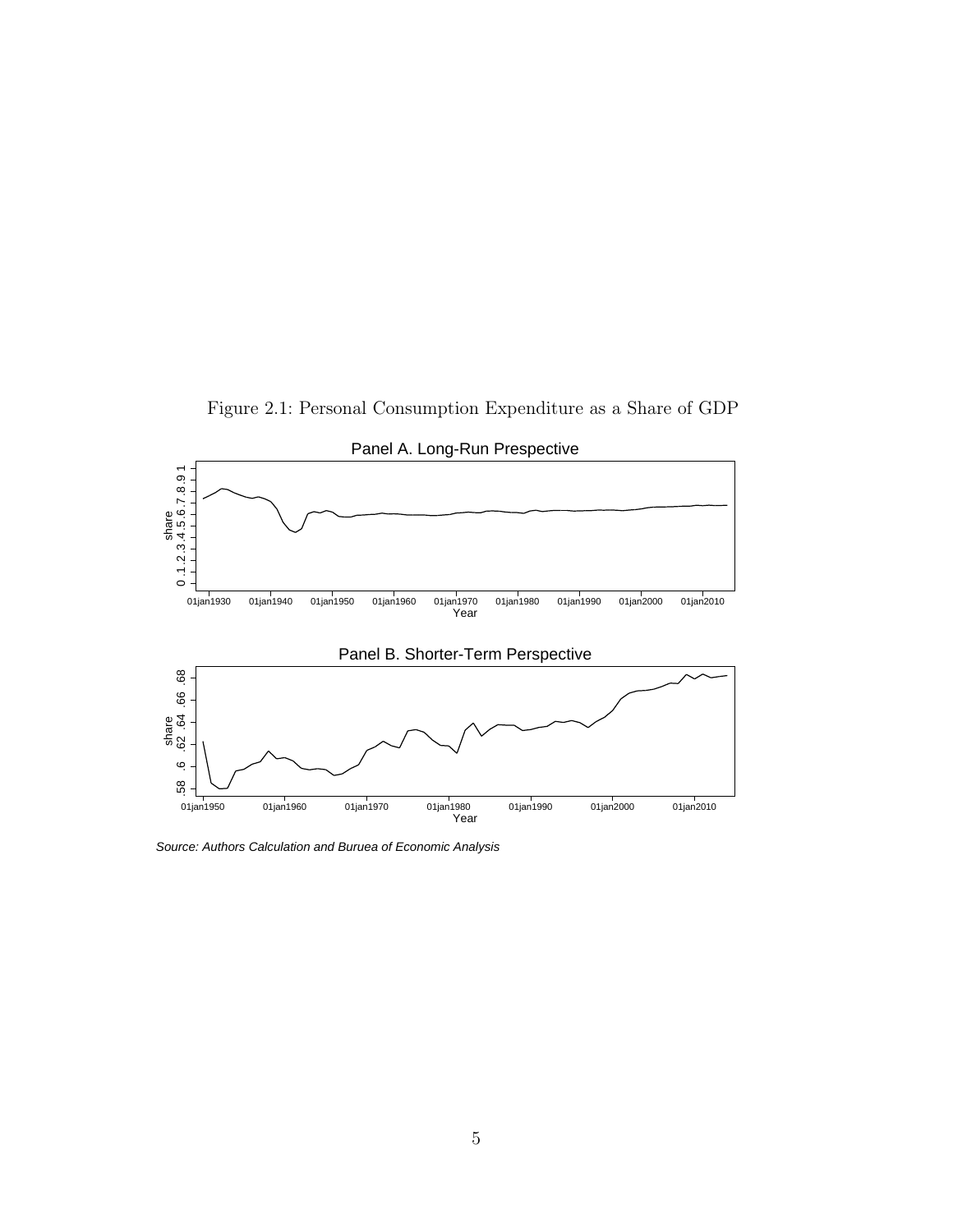Figure 2.1: Personal Consumption Expenditure as a Share of GDP

Panel A. Long-Run Prespective

Panel B. Shorter-Term Perspective

*Source: Authors Calculation and Buruea of Economic Analysis*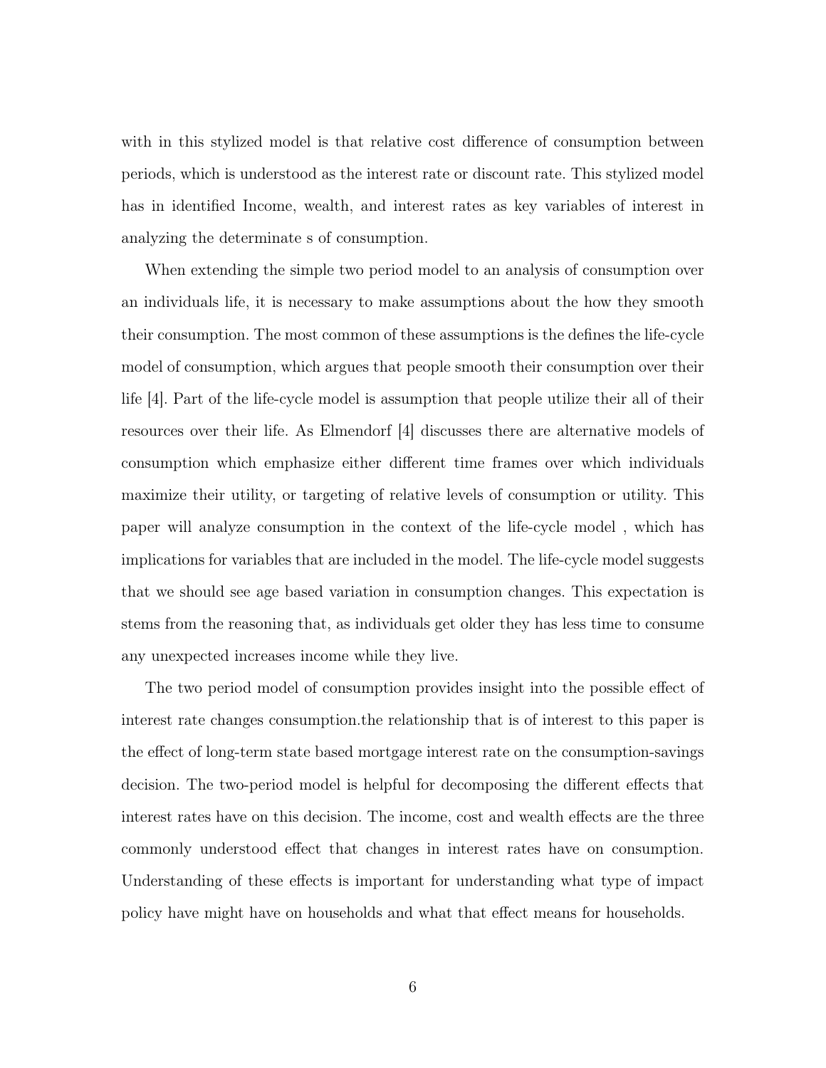with in this stylized model is that relative cost difference of consumption between periods, which is understood as the interest rate or discount rate. This stylized model has in identified Income, wealth, and interest rates as key variables of interest in analyzing the determinate s of consumption.

When extending the simple two period model to an analysis of consumption over an individuals life, it is necessary to make assumptions about the how they smooth their consumption. The most common of these assumptions is the defines the life-cycle model of consumption, which argues that people smooth their consumption over their life [4]. Part of the life-cycle model is assumption that people utilize their all of their resources over their life. As Elmendorf [4] discusses there are alternative models of consumption which emphasize either different time frames over which individuals maximize their utility, or targeting of relative levels of consumption or utility. This paper will analyze consumption in the context of the life-cycle model , which has implications for variables that are included in the model. The life-cycle model suggests that we should see age based variation in consumption changes. This expectation is stems from the reasoning that, as individuals get older they has less time to consume any unexpected increases income while they live.

The two period model of consumption provides insight into the possible effect of interest rate changes consumption.the relationship that is of interest to this paper is the effect of long-term state based mortgage interest rate on the consumption-savings decision. The two-period model is helpful for decomposing the different effects that interest rates have on this decision. The income, cost and wealth effects are the three commonly understood effect that changes in interest rates have on consumption. Understanding of these effects is important for understanding what type of impact policy have might have on households and what that effect means for households.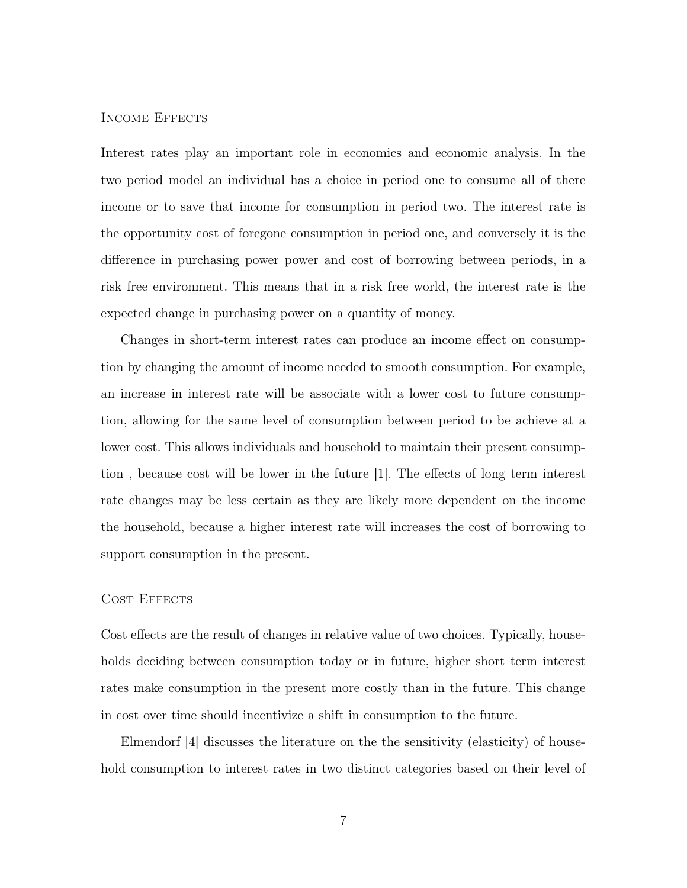### Income Effects

Interest rates play an important role in economics and economic analysis. In the two period model an individual has a choice in period one to consume all of there income or to save that income for consumption in period two. The interest rate is the opportunity cost of foregone consumption in period one, and conversely it is the difference in purchasing power power and cost of borrowing between periods, in a risk free environment. This means that in a risk free world, the interest rate is the expected change in purchasing power on a quantity of money.

Changes in short-term interest rates can produce an income effect on consumption by changing the amount of income needed to smooth consumption. For example, an increase in interest rate will be associate with a lower cost to future consumption, allowing for the same level of consumption between period to be achieve at a lower cost. This allows individuals and household to maintain their present consumption , because cost will be lower in the future [1]. The effects of long term interest rate changes may be less certain as they are likely more dependent on the income the household, because a higher interest rate will increases the cost of borrowing to support consumption in the present.

### Cost Effects

Cost effects are the result of changes in relative value of two choices. Typically, households deciding between consumption today or in future, higher short term interest rates make consumption in the present more costly than in the future. This change in cost over time should incentivize a shift in consumption to the future.

Elmendorf [4] discusses the literature on the the sensitivity (elasticity) of household consumption to interest rates in two distinct categories based on their level of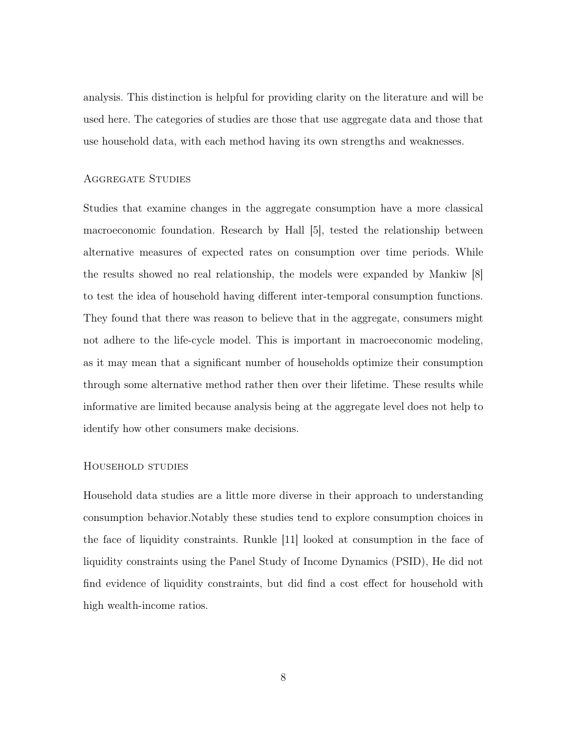analysis. This distinction is helpful for providing clarity on the literature and will be used here. The categories of studies are those that use aggregate data and those that use household data, with each method having its own strengths and weaknesses.

### Aggregate Studies

Studies that examine changes in the aggregate consumption have a more classical macroeconomic foundation. Research by Hall [5], tested the relationship between alternative measures of expected rates on consumption over time periods. While the results showed no real relationship, the models were expanded by Mankiw [8] to test the idea of household having different inter-temporal consumption functions. They found that there was reason to believe that in the aggregate, consumers might not adhere to the life-cycle model. This is important in macroeconomic modeling, as it may mean that a significant number of households optimize their consumption through some alternative method rather then over their lifetime. These results while informative are limited because analysis being at the aggregate level does not help to identify how other consumers make decisions.

### Household studies

Household data studies are a little more diverse in their approach to understanding consumption behavior.Notably these studies tend to explore consumption choices in the face of liquidity constraints. Runkle [11] looked at consumption in the face of liquidity constraints using the Panel Study of Income Dynamics (PSID), He did not find evidence of liquidity constraints, but did find a cost effect for household with high wealth-income ratios.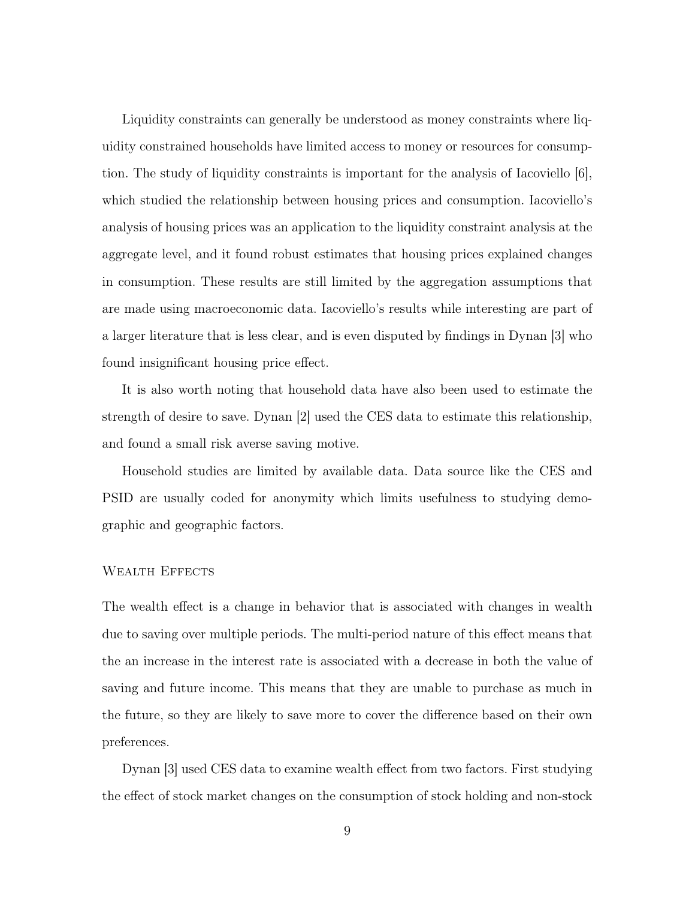Liquidity constraints can generally be understood as money constraints where liquidity constrained households have limited access to money or resources for consumption. The study of liquidity constraints is important for the analysis of Iacoviello [6], which studied the relationship between housing prices and consumption. Iacoviello's analysis of housing prices was an application to the liquidity constraint analysis at the aggregate level, and it found robust estimates that housing prices explained changes in consumption. These results are still limited by the aggregation assumptions that are made using macroeconomic data. Iacoviello's results while interesting are part of a larger literature that is less clear, and is even disputed by findings in Dynan [3] who found insignificant housing price effect.

It is also worth noting that household data have also been used to estimate the strength of desire to save. Dynan [2] used the CES data to estimate this relationship, and found a small risk averse saving motive.

Household studies are limited by available data. Data source like the CES and PSID are usually coded for anonymity which limits usefulness to studying demographic and geographic factors.

### Wealth Effects

The wealth effect is a change in behavior that is associated with changes in wealth due to saving over multiple periods. The multi-period nature of this effect means that the an increase in the interest rate is associated with a decrease in both the value of saving and future income. This means that they are unable to purchase as much in the future, so they are likely to save more to cover the difference based on their own preferences.

Dynan [3] used CES data to examine wealth effect from two factors. First studying the effect of stock market changes on the consumption of stock holding and non-stock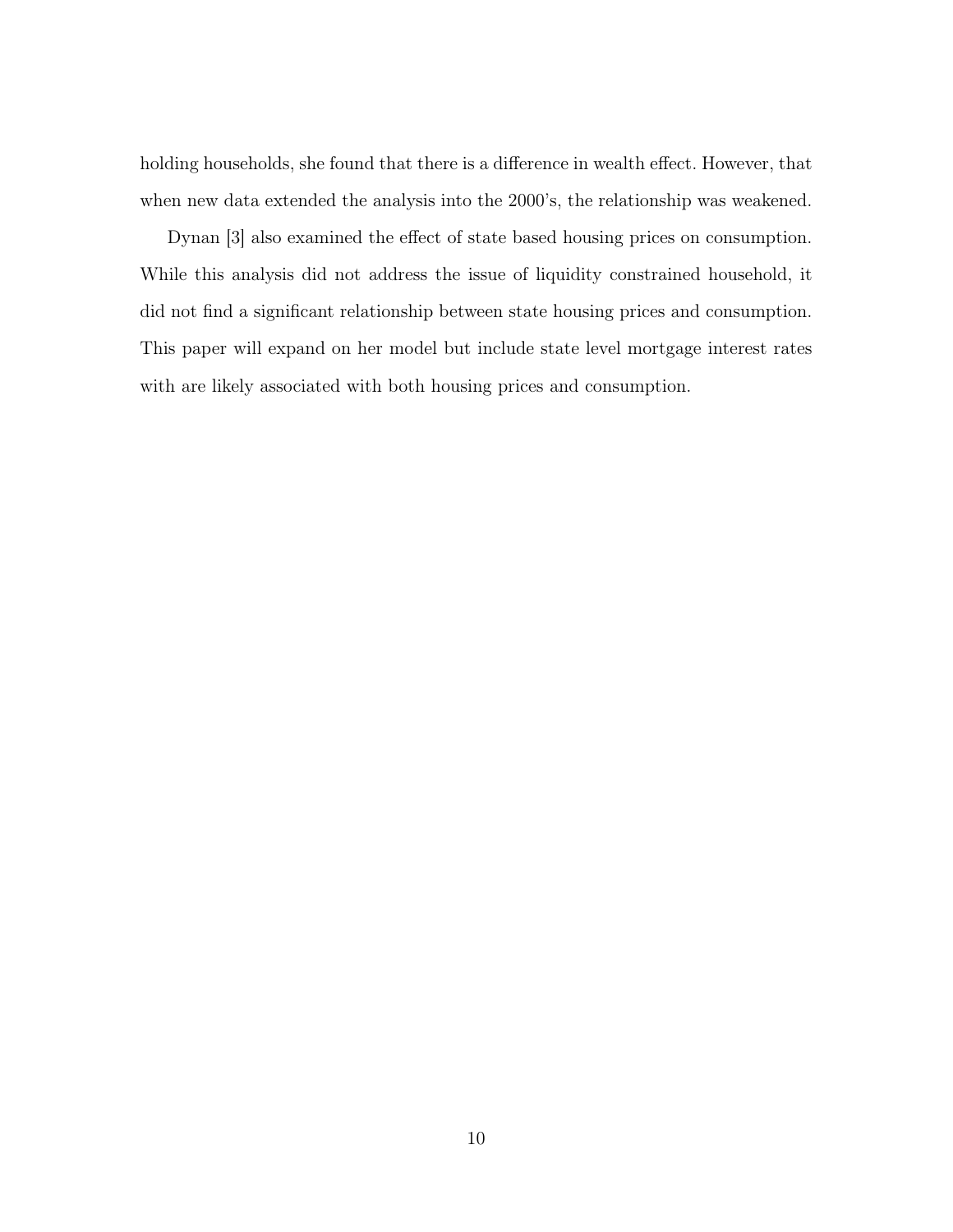holding households, she found that there is a difference in wealth effect. However, that when new data extended the analysis into the 2000's, the relationship was weakened.

Dynan [3] also examined the effect of state based housing prices on consumption. While this analysis did not address the issue of liquidity constrained household, it did not find a significant relationship between state housing prices and consumption. This paper will expand on her model but include state level mortgage interest rates with are likely associated with both housing prices and consumption.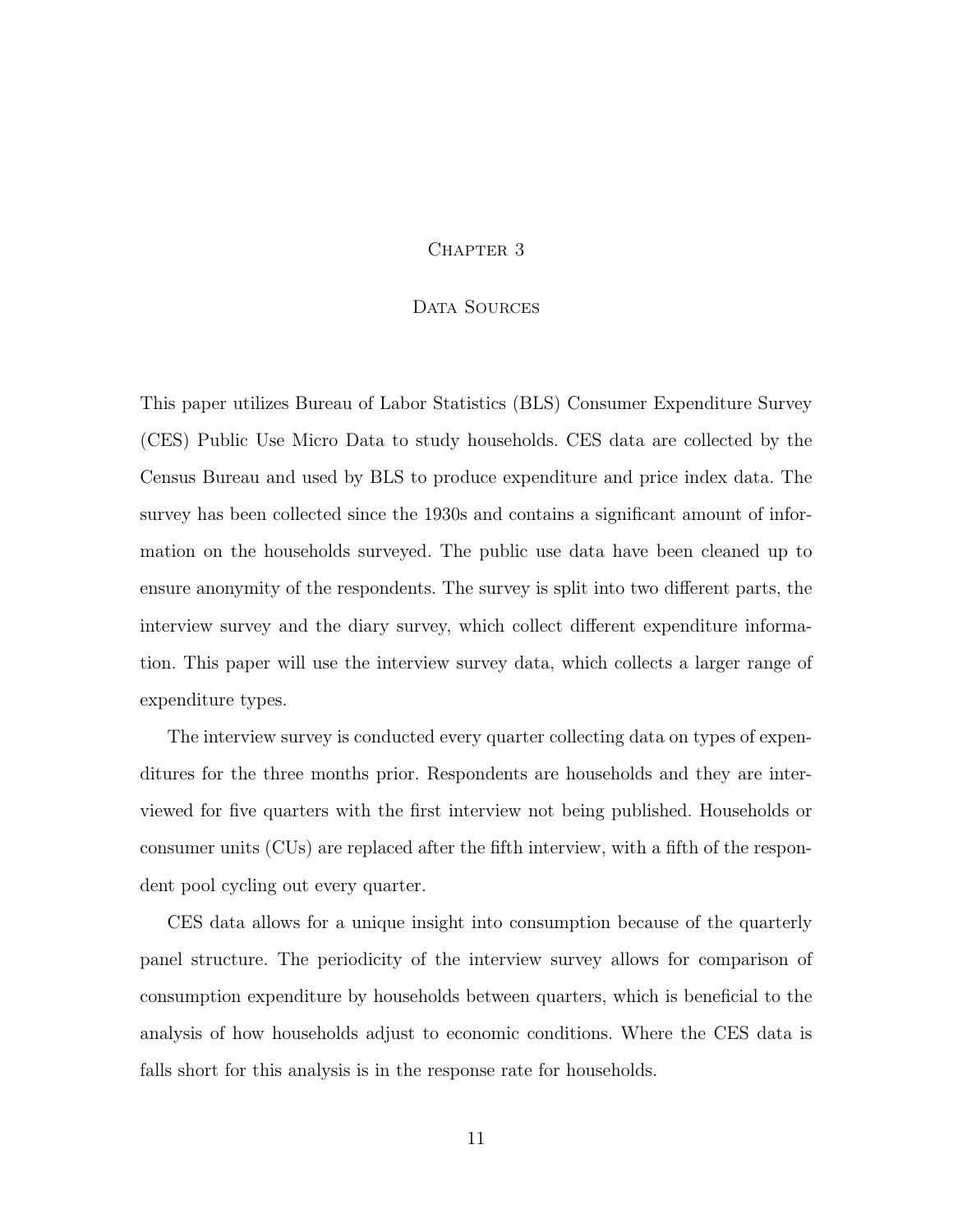# Chapter 3

## Data Sources

This paper utilizes Bureau of Labor Statistics (BLS) Consumer Expenditure Survey (CES) Public Use Micro Data to study households. CES data are collected by the Census Bureau and used by BLS to produce expenditure and price index data. The survey has been collected since the 1930s and contains a significant amount of information on the households surveyed. The public use data have been cleaned up to ensure anonymity of the respondents. The survey is split into two different parts, the interview survey and the diary survey, which collect different expenditure information. This paper will use the interview survey data, which collects a larger range of expenditure types.

The interview survey is conducted every quarter collecting data on types of expenditures for the three months prior. Respondents are households and they are interviewed for five quarters with the first interview not being published. Households or consumer units (CUs) are replaced after the fifth interview, with a fifth of the respondent pool cycling out every quarter.

CES data allows for a unique insight into consumption because of the quarterly panel structure. The periodicity of the interview survey allows for comparison of consumption expenditure by households between quarters, which is beneficial to the analysis of how households adjust to economic conditions. Where the CES data is falls short for this analysis is in the response rate for households.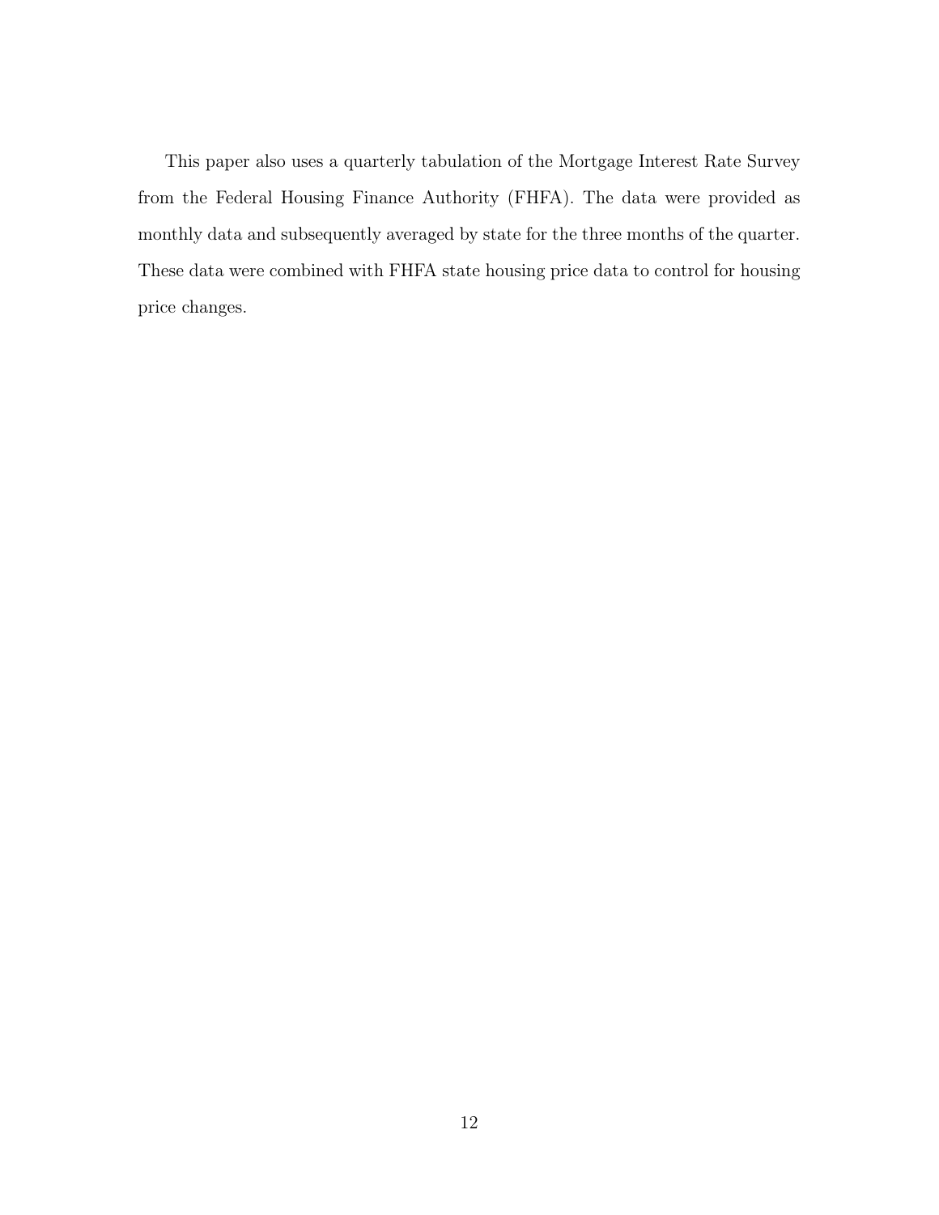This paper also uses a quarterly tabulation of the Mortgage Interest Rate Survey from the Federal Housing Finance Authority (FHFA). The data were provided as monthly data and subsequently averaged by state for the three months of the quarter. These data were combined with FHFA state housing price data to control for housing price changes.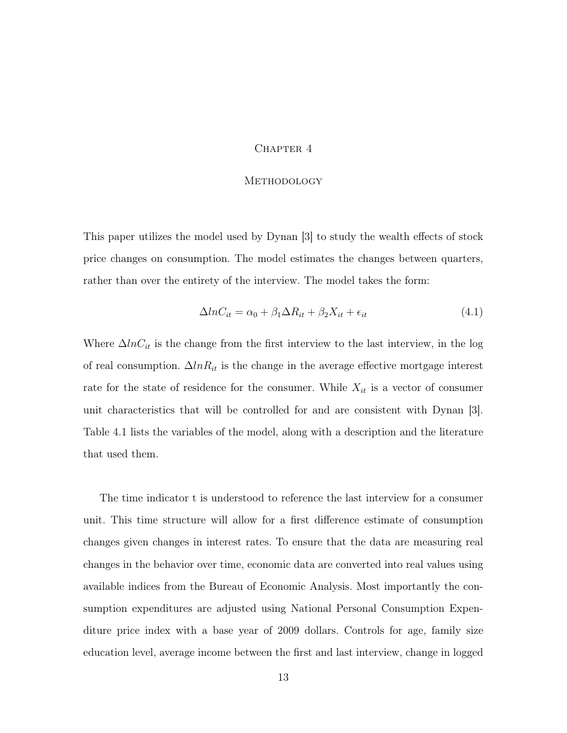# Chapter 4

## Methodology

This paper utilizes the model used by Dynan [3] to study the wealth effects of stock price changes on consumption. The model estimates the changes between quarters, rather than over the entirety of the interview. The model takes the form:

$$\Delta lnC_{it} = \alpha_0 + \beta_1 \Delta R_{it} + \beta_2 X_{it} + \epsilon_{it} \tag{4.1}$$

Where $\Delta lnC_{it}$ is the change from the first interview to the last interview, in the log of real consumption. $\Delta lnR_{it}$ is the change in the average effective mortgage interest rate for the state of residence for the consumer. While $X_{it}$ is a vector of consumer unit characteristics that will be controlled for and are consistent with Dynan [3]. Table 4.1 lists the variables of the model, along with a description and the literature that used them.

The time indicator t is understood to reference the last interview for a consumer unit. This time structure will allow for a first difference estimate of consumption changes given changes in interest rates. To ensure that the data are measuring real changes in the behavior over time, economic data are converted into real values using available indices from the Bureau of Economic Analysis. Most importantly the consumption expenditures are adjusted using National Personal Consumption Expenditure price index with a base year of 2009 dollars. Controls for age, family size education level, average income between the first and last interview, change in logged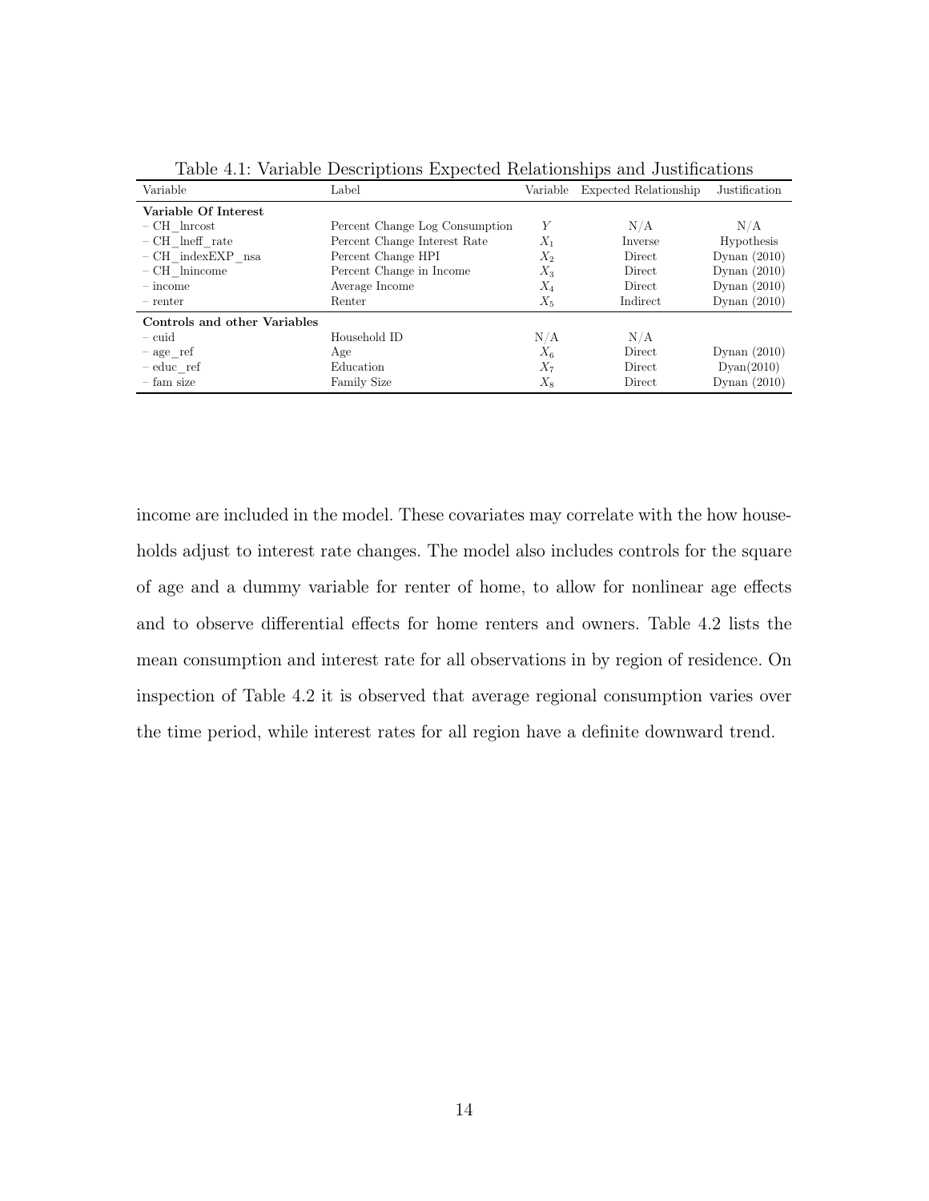Table 4.1: Variable Descriptions Expected Relationships and Justifications

| Variable | Label | Variable | Expected Relationship | Justification |
|---|---|---|---|---|
| **Variable Of Interest** | | | | |
| – CH_lnrcost | Percent Change Log Consumption | $Y$ | N/A | N/A |
| – CH_lneff_rate | Percent Change Interest Rate | $X_1$ | Inverse | Hypothesis |
| – CH_indexEXP_nsa | Percent Change HPI | $X_2$ | Direct | Dynan (2010) |
| – CH_lnincome | Percent Change in Income | $X_3$ | Direct | Dynan (2010) |
| – income | Average Income | $X_4$ | Direct | Dynan (2010) |
| – renter | Renter | $X_5$ | Indirect | Dynan (2010) |
| **Controls and other Variables** | | | | |
| – cuid | Household ID | N/A | N/A | |
| – age_ref | Age | $X_6$ | Direct | Dynan (2010) |
| – educ_ref | Education | $X_7$ | Direct | Dyan(2010) |
| – fam size | Family Size | $X_8$ | Direct | Dynan (2010) |

income are included in the model. These covariates may correlate with the how households adjust to interest rate changes. The model also includes controls for the square of age and a dummy variable for renter of home, to allow for nonlinear age effects and to observe differential effects for home renters and owners. Table 4.2 lists the mean consumption and interest rate for all observations in by region of residence. On inspection of Table 4.2 it is observed that average regional consumption varies over the time period, while interest rates for all region have a definite downward trend.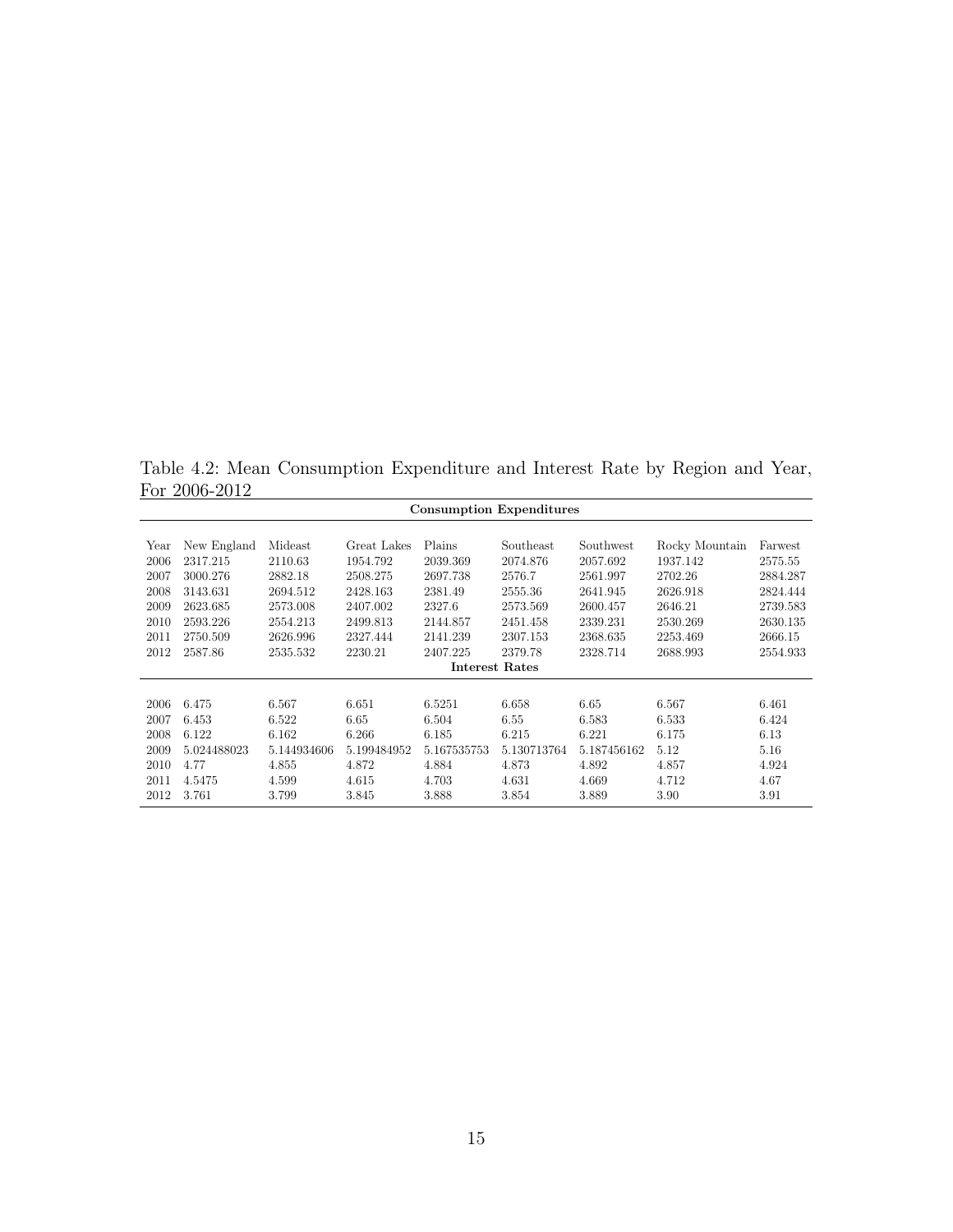Table 4.2: Mean Consumption Expenditure and Interest Rate by Region and Year, For 2006-2012

| **Consumption Expenditures** | | | | | | | | |
|---|---|---|---|---|---|---|---|---|
| Year | New England | Mideast | Great Lakes | Plains | Southeast | Southwest | Rocky Mountain | Farwest |
| 2006 | 2317.215 | 2110.63 | 1954.792 | 2039.369 | 2074.876 | 2057.692 | 1937.142 | 2575.55 |
| 2007 | 3000.276 | 2882.18 | 2508.275 | 2697.738 | 2576.7 | 2561.997 | 2702.26 | 2884.287 |
| 2008 | 3143.631 | 2694.512 | 2428.163 | 2381.49 | 2555.36 | 2641.945 | 2626.918 | 2824.444 |
| 2009 | 2623.685 | 2573.008 | 2407.002 | 2327.6 | 2573.569 | 2600.457 | 2646.21 | 2739.583 |
| 2010 | 2593.226 | 2554.213 | 2499.813 | 2144.857 | 2451.458 | 2339.231 | 2530.269 | 2630.135 |
| 2011 | 2750.509 | 2626.996 | 2327.444 | 2141.239 | 2307.153 | 2368.635 | 2253.469 | 2666.15 |
| 2012 | 2587.86 | 2535.532 | 2230.21 | 2407.225 | 2379.78 | 2328.714 | 2688.993 | 2554.933 |
| **Interest Rates** | | | | | | | | |
| 2006 | 6.475 | 6.567 | 6.651 | 6.5251 | 6.658 | 6.65 | 6.567 | 6.461 |
| 2007 | 6.453 | 6.522 | 6.65 | 6.504 | 6.55 | 6.583 | 6.533 | 6.424 |
| 2008 | 6.122 | 6.162 | 6.266 | 6.185 | 6.215 | 6.221 | 6.175 | 6.13 |
| 2009 | 5.024488023 | 5.144934606 | 5.199484952 | 5.167535753 | 5.130713764 | 5.187456162 | 5.12 | 5.16 |
| 2010 | 4.77 | 4.855 | 4.872 | 4.884 | 4.873 | 4.892 | 4.857 | 4.924 |
| 2011 | 4.5475 | 4.599 | 4.615 | 4.703 | 4.631 | 4.669 | 4.712 | 4.67 |
| 2012 | 3.761 | 3.799 | 3.845 | 3.888 | 3.854 | 3.889 | 3.90 | 3.91 |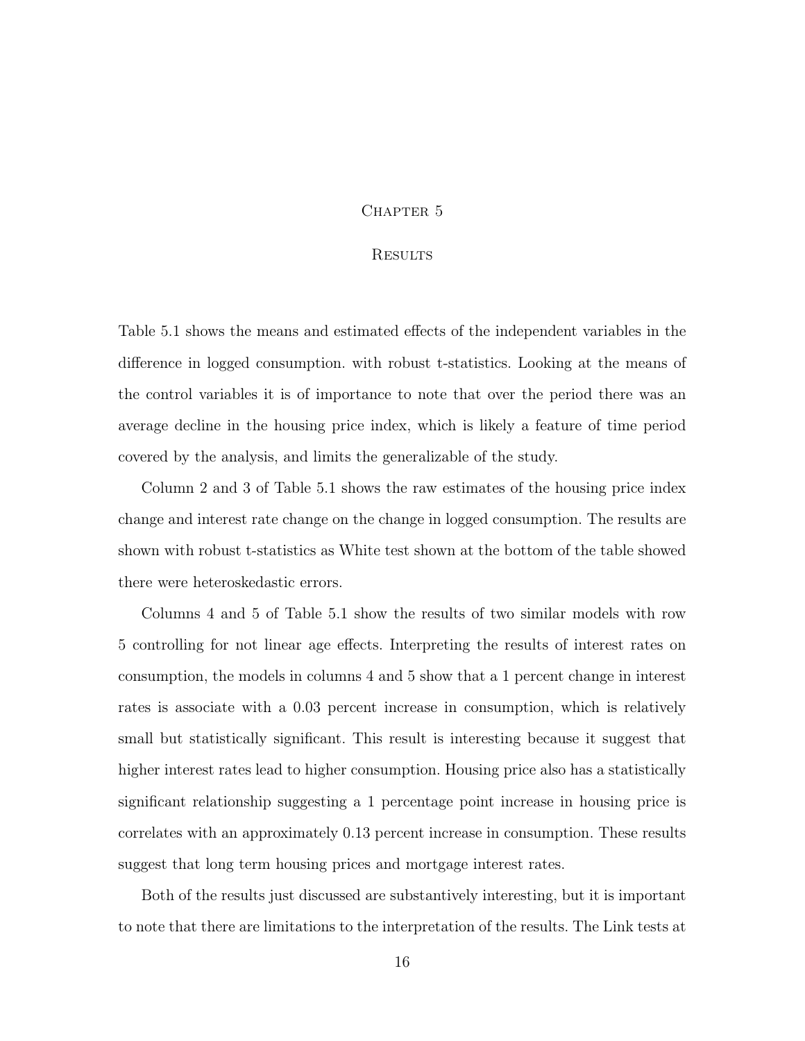# Chapter 5

## Results

Table 5.1 shows the means and estimated effects of the independent variables in the difference in logged consumption. with robust t-statistics. Looking at the means of the control variables it is of importance to note that over the period there was an average decline in the housing price index, which is likely a feature of time period covered by the analysis, and limits the generalizable of the study.

Column 2 and 3 of Table 5.1 shows the raw estimates of the housing price index change and interest rate change on the change in logged consumption. The results are shown with robust t-statistics as White test shown at the bottom of the table showed there were heteroskedastic errors.

Columns 4 and 5 of Table 5.1 show the results of two similar models with row 5 controlling for not linear age effects. Interpreting the results of interest rates on consumption, the models in columns 4 and 5 show that a 1 percent change in interest rates is associate with a 0.03 percent increase in consumption, which is relatively small but statistically significant. This result is interesting because it suggest that higher interest rates lead to higher consumption. Housing price also has a statistically significant relationship suggesting a 1 percentage point increase in housing price is correlates with an approximately 0.13 percent increase in consumption. These results suggest that long term housing prices and mortgage interest rates.

Both of the results just discussed are substantively interesting, but it is important to note that there are limitations to the interpretation of the results. The Link tests at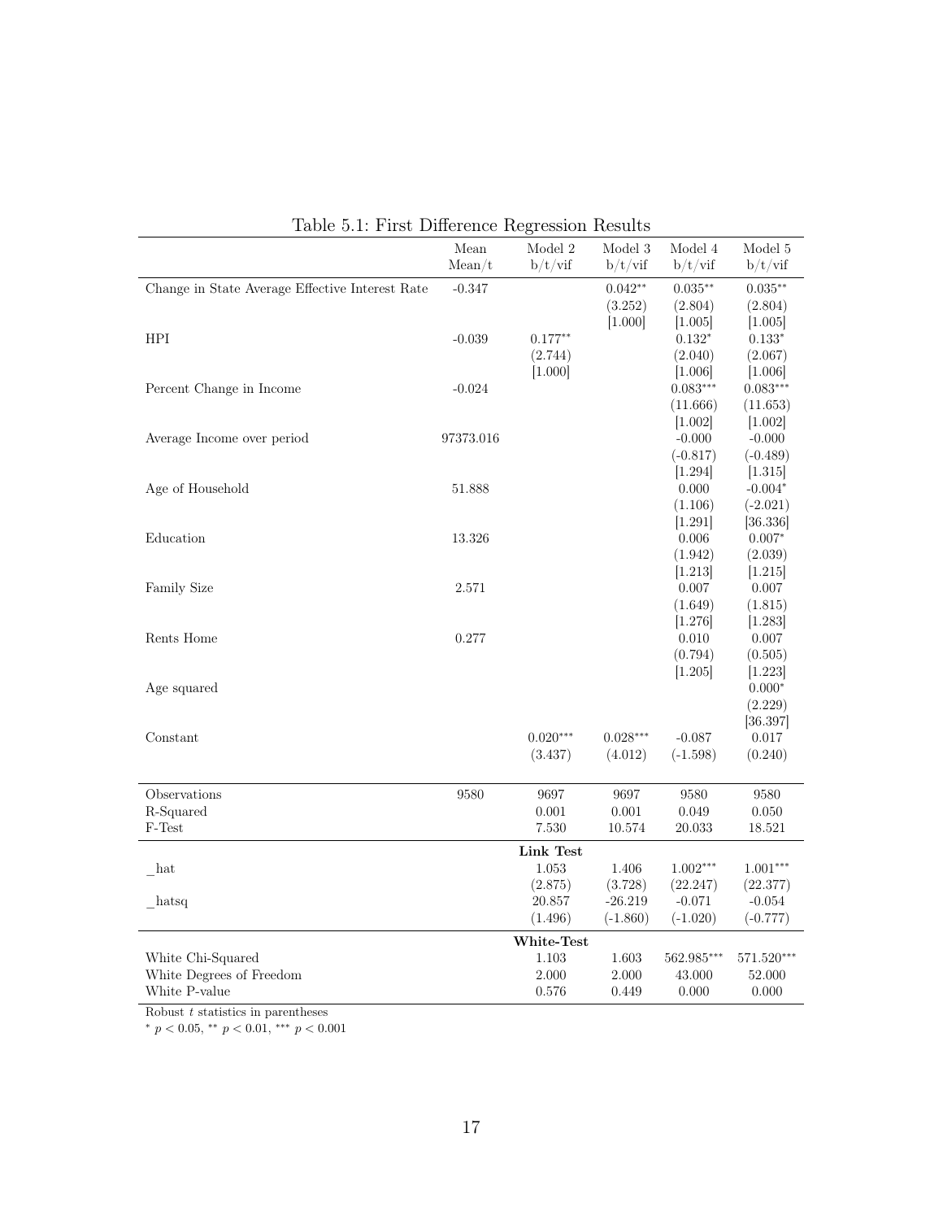Table 5.1: First Difference Regression Results

| | Mean | Model 2 | Model 3 | Model 4 | Model 5 |
|---|---|---|---|---|---|
| | Mean/t | b/t/vif | b/t/vif | b/t/vif | b/t/vif |
| Change in State Average Effective Interest Rate | -0.347 | | $0.042^{**}$ | $0.035^{**}$ | $0.035^{**}$ |
| | | | (3.252) | (2.804) | (2.804) |
| | | | [1.000] | [1.005] | [1.005] |
| HPI | -0.039 | $0.177^{**}$ | | $0.132^{*}$ | $0.133^{*}$ |
| | | (2.744) | | (2.040) | (2.067) |
| | | [1.000] | | [1.006] | [1.006] |
| Percent Change in Income | -0.024 | | | $0.083^{***}$ | $0.083^{***}$ |
| | | | | (11.666) | (11.653) |
| | | | | [1.002] | [1.002] |
| Average Income over period | 97373.016 | | | -0.000 | -0.000 |
| | | | | (-0.817) | (-0.489) |
| | | | | [1.294] | [1.315] |
| Age of Household | 51.888 | | | 0.000 | $-0.004^{*}$ |
| | | | | (1.106) | (-2.021) |
| | | | | [1.291] | [36.336] |
| Education | 13.326 | | | 0.006 | $0.007^{*}$ |
| | | | | (1.942) | (2.039) |
| | | | | [1.213] | [1.215] |
| Family Size | 2.571 | | | 0.007 | 0.007 |
| | | | | (1.649) | (1.815) |
| | | | | [1.276] | [1.283] |
| Rents Home | 0.277 | | | 0.010 | 0.007 |
| | | | | (0.794) | (0.505) |
| | | | | [1.205] | [1.223] |
| Age squared | | | | | $0.000^{*}$ |
| | | | | | (2.229) |
| | | | | | [36.397] |
| Constant | | $0.020^{***}$ | $0.028^{***}$ | -0.087 | 0.017 |
| | | (3.437) | (4.012) | (-1.598) | (0.240) |
| Observations | 9580 | 9697 | 9697 | 9580 | 9580 |
| R-Squared | | 0.001 | 0.001 | 0.049 | 0.050 |
| F-Test | | 7.530 | 10.574 | 20.033 | 18.521 |
| | | **Link Test** | | | |
| _hat | | 1.053 | 1.406 | $1.002^{***}$ | $1.001^{***}$ |
| | | (2.875) | (3.728) | (22.247) | (22.377) |
| _hatsq | | 20.857 | -26.219 | -0.071 | -0.054 |
| | | (1.496) | (-1.860) | (-1.020) | (-0.777) |
| | | **White-Test** | | | |
| White Chi-Squared | | 1.103 | 1.603 | $562.985^{***}$ | $571.520^{***}$ |
| White Degrees of Freedom | | 2.000 | 2.000 | 43.000 | 52.000 |
| White P-value | | 0.576 | 0.449 | 0.000 | 0.000 |

Robust $t$ statistics in parentheses

$^{*}$ $p < 0.05$, $^{**}$ $p < 0.01$, $^{***}$ $p < 0.001$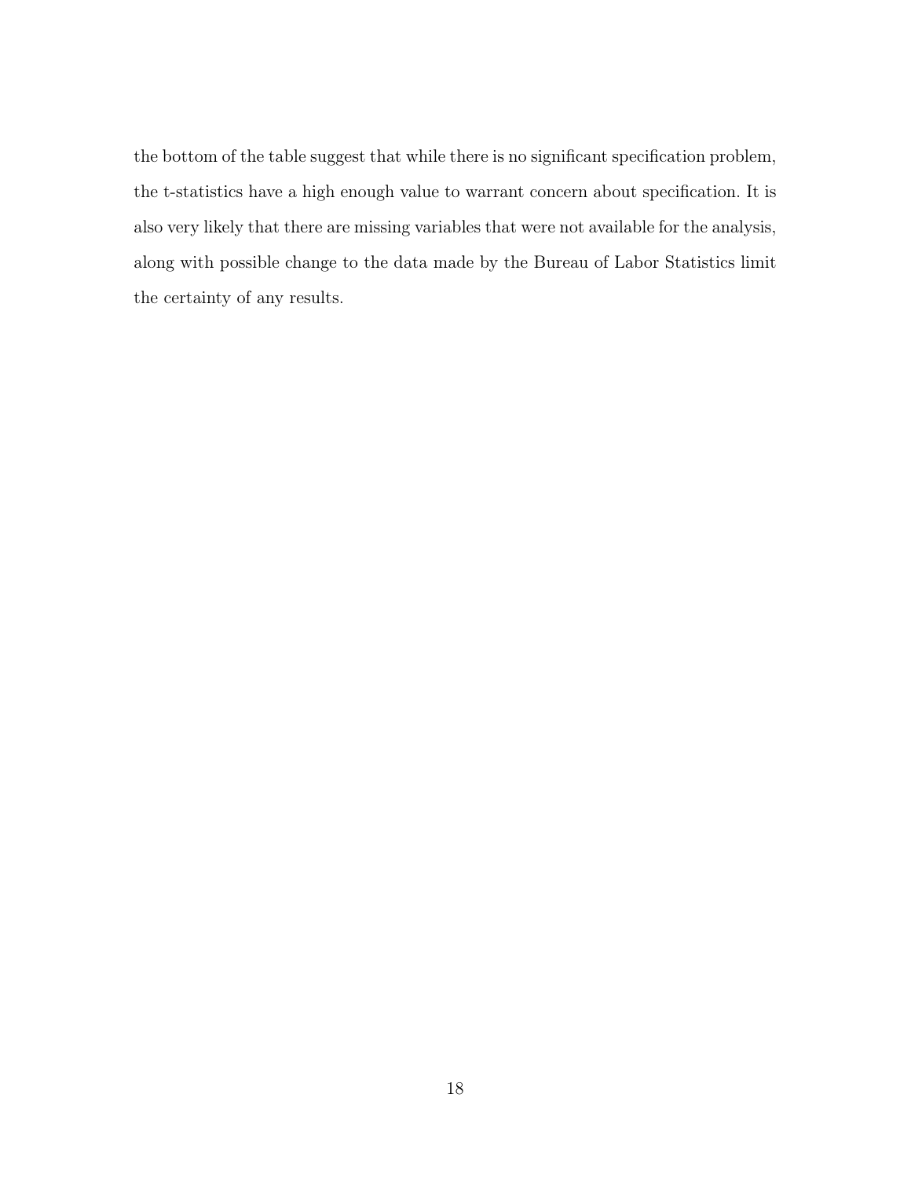the bottom of the table suggest that while there is no significant specification problem, the t-statistics have a high enough value to warrant concern about specification. It is also very likely that there are missing variables that were not available for the analysis, along with possible change to the data made by the Bureau of Labor Statistics limit the certainty of any results.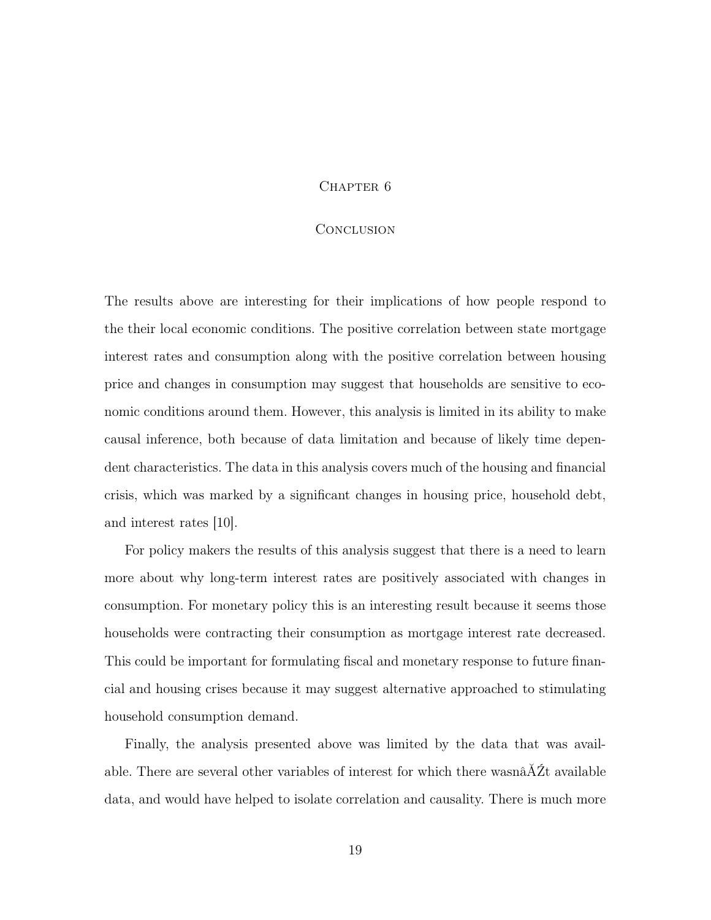# Chapter 6

## Conclusion

The results above are interesting for their implications of how people respond to the their local economic conditions. The positive correlation between state mortgage interest rates and consumption along with the positive correlation between housing price and changes in consumption may suggest that households are sensitive to economic conditions around them. However, this analysis is limited in its ability to make causal inference, both because of data limitation and because of likely time dependent characteristics. The data in this analysis covers much of the housing and financial crisis, which was marked by a significant changes in housing price, household debt, and interest rates [10].

For policy makers the results of this analysis suggest that there is a need to learn more about why long-term interest rates are positively associated with changes in consumption. For monetary policy this is an interesting result because it seems those households were contracting their consumption as mortgage interest rate decreased. This could be important for formulating fiscal and monetary response to future financial and housing crises because it may suggest alternative approached to stimulating household consumption demand.

Finally, the analysis presented above was limited by the data that was available. There are several other variables of interest for which there wasnâĂŹt available data, and would have helped to isolate correlation and causality. There is much more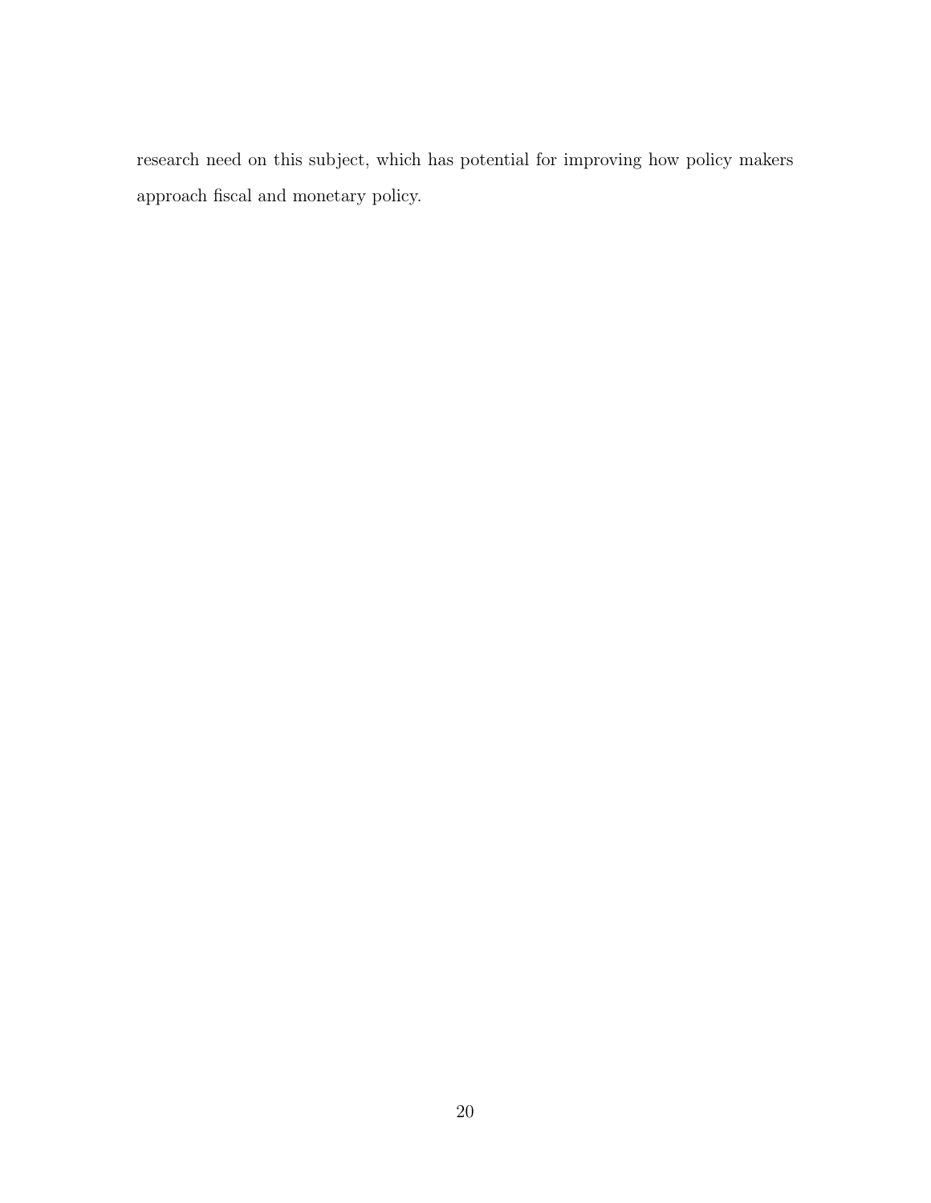research need on this subject, which has potential for improving how policy makers approach fiscal and monetary policy.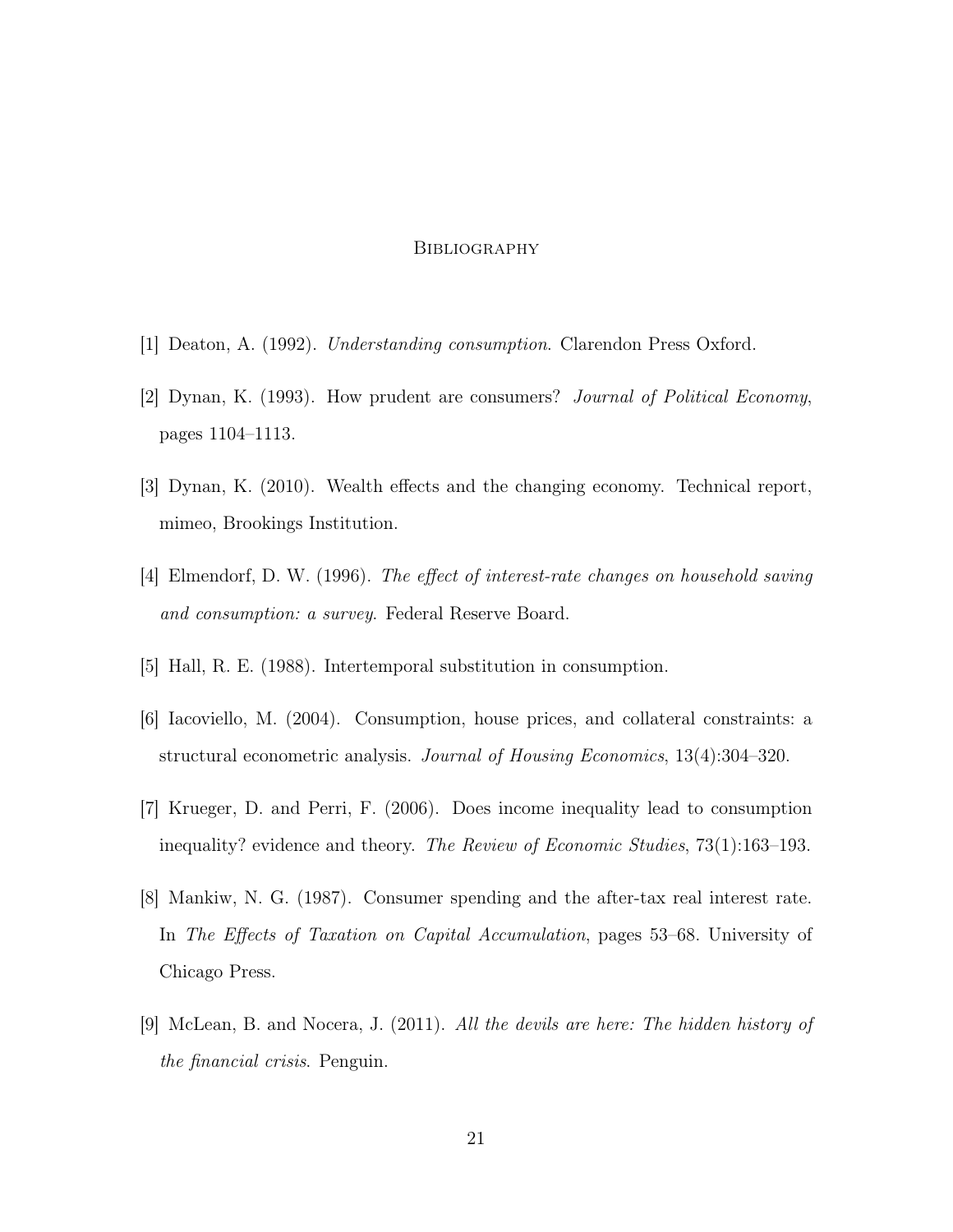# Bibliography

[1] Deaton, A. (1992). *Understanding consumption*. Clarendon Press Oxford.

[2] Dynan, K. (1993). How prudent are consumers? *Journal of Political Economy*, pages 1104–1113.

[3] Dynan, K. (2010). Wealth effects and the changing economy. Technical report, mimeo, Brookings Institution.

[4] Elmendorf, D. W. (1996). *The effect of interest-rate changes on household saving and consumption: a survey*. Federal Reserve Board.

[5] Hall, R. E. (1988). Intertemporal substitution in consumption.

[6] Iacoviello, M. (2004). Consumption, house prices, and collateral constraints: a structural econometric analysis. *Journal of Housing Economics*, 13(4):304–320.

[7] Krueger, D. and Perri, F. (2006). Does income inequality lead to consumption inequality? evidence and theory. *The Review of Economic Studies*, 73(1):163–193.

[8] Mankiw, N. G. (1987). Consumer spending and the after-tax real interest rate. In *The Effects of Taxation on Capital Accumulation*, pages 53–68. University of Chicago Press.

[9] McLean, B. and Nocera, J. (2011). *All the devils are here: The hidden history of the financial crisis*. Penguin.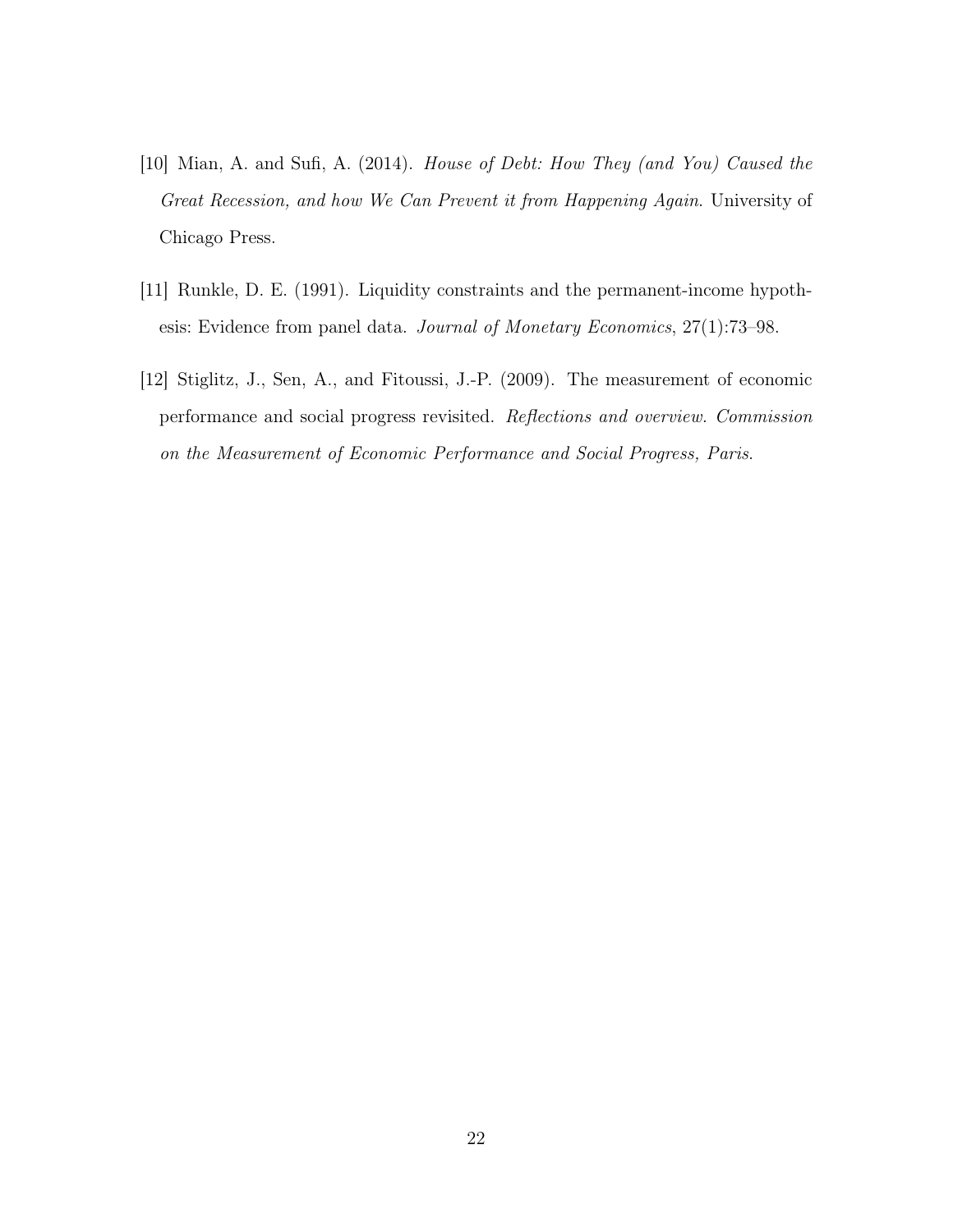[10] Mian, A. and Sufi, A. (2014). *House of Debt: How They (and You) Caused the Great Recession, and how We Can Prevent it from Happening Again*. University of Chicago Press.

[11] Runkle, D. E. (1991). Liquidity constraints and the permanent-income hypothesis: Evidence from panel data. *Journal of Monetary Economics*, 27(1):73–98.

[12] Stiglitz, J., Sen, A., and Fitoussi, J.-P. (2009). The measurement of economic performance and social progress revisited. *Reflections and overview. Commission on the Measurement of Economic Performance and Social Progress, Paris*.